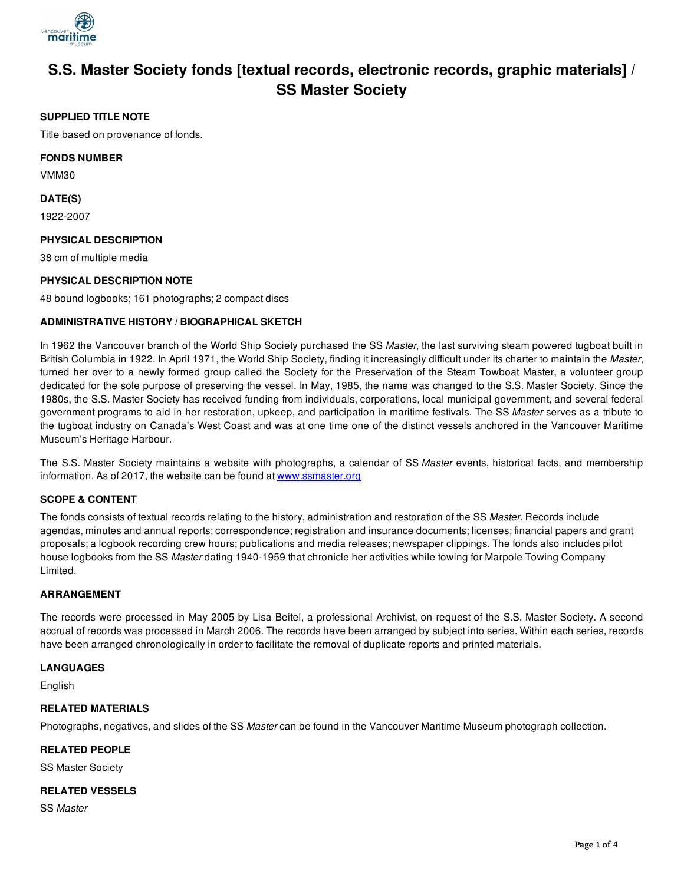# S.S. Master Society fonds [textual records, electronic records, graphic materials] / SS Master Society

### SUPPLIED TITLE NOTE

Title based on provenance of fonds.

### FONDS NUMBER

VMM30

### DATE(S)

1922-2007

### PHYSICAL DESCRIPTION

38 cm of multiple media

### PHYSICAL DESCRIPTION NOTE

48 bound logbooks; 161 photographs; 2 compact discs

### ADMINISTRATIVE HISTORY / BIOGRAPHICAL SKETCH

In 1962 the Vancouver branch of the World Ship Society purchased the SS *Master*, the last surviving steam powered tugboat built in British Columbia in 1922. In April 1971, the World Ship Society, finding it increasingly difficult under its charter to maintain the *Master*, turned her over to a newly formed group called the Society for the Preservation of the Steam Towboat Master, a volunteer group dedicated for the sole purpose of preserving the vessel. In May, 1985, the name was changed to the S.S. Master Society. Since the 1980s, the S.S. Master Society has received funding from individuals, corporations, local municipal government, and several federal government programs to aid in her restoration, upkeep, and participation in maritime festivals. The SS *Master* serves as a tribute to the tugboat industry on Canada's West Coast and was at one time one of the distinct vessels anchored in the Vancouver Maritime Museum's Heritage Harbour.

The S.S. Master Society maintains a website with photographs, a calendar of SS *Master* events, historical facts, and membership information. As of 2017, the website can be found at [www.ssmaster.org](http://www.ssmaster.org)

### SCOPE & CONTENT

The fonds consists of textual records relating to the history, administration and restoration of the SS *Master*. Records include agendas, minutes and annual reports; correspondence; registration and insurance documents; licenses; financial papers and grant proposals; a logbook recording crew hours; publications and media releases; newspaper clippings. The fonds also includes pilot house logbooks from the SS *Master* dating 1940-1959 that chronicle her activities while towing for Marpole Towing Company Limited.

### ARRANGEMENT

The records were processed in May 2005 by Lisa Beitel, a professional Archivist, on request of the S.S. Master Society. A second accrual of records was processed in March 2006. The records have been arranged by subject into series. Within each series, records have been arranged chronologically in order to facilitate the removal of duplicate reports and printed materials.

### LANGUAGES

English

### RELATED MATERIALS

Photographs, negatives, and slides of the SS *Master* can be found in the Vancouver Maritime Museum photograph collection.

### RELATED PEOPLE

SS Master Society

### RELATED VESSELS

SS *Master*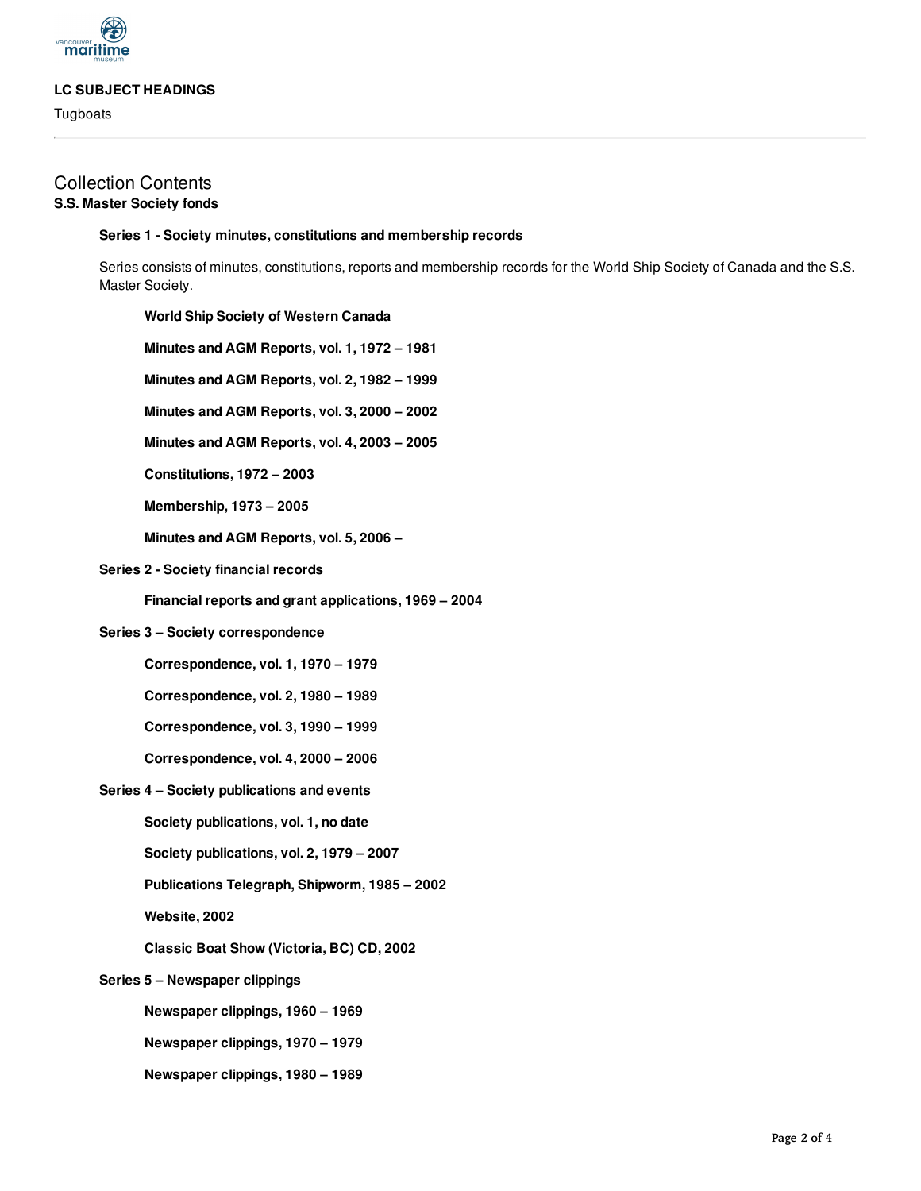## LC SUBJECT HEADINGS

Tugboats

---

# Collection Contents

## S.S. Master Society fonds

### Series 1 - Society minutes, constitutions and membership records

Series consists of minutes, constitutions, reports and membership records for the World Ship Society of Canada and the S.S. Master Society.

**World Ship Society of Western Canada**

**Minutes and AGM Reports, vol. 1, 1972 – 1981**

**Minutes and AGM Reports, vol. 2, 1982 – 1999**

**Minutes and AGM Reports, vol. 3, 2000 – 2002**

**Minutes and AGM Reports, vol. 4, 2003 – 2005**

**Constitutions, 1972 – 2003**

**Membership, 1973 – 2005**

**Minutes and AGM Reports, vol. 5, 2006 –**

### Series 2 - Society financial records

**Financial reports and grant applications, 1969 – 2004**

### Series 3 – Society correspondence

**Correspondence, vol. 1, 1970 – 1979**

**Correspondence, vol. 2, 1980 – 1989**

**Correspondence, vol. 3, 1990 – 1999**

**Correspondence, vol. 4, 2000 – 2006**

### Series 4 – Society publications and events

**Society publications, vol. 1, no date**

**Society publications, vol. 2, 1979 – 2007**

**Publications Telegraph, Shipworm, 1985 – 2002**

**Website, 2002**

**Classic Boat Show (Victoria, BC) CD, 2002**

### Series 5 – Newspaper clippings

**Newspaper clippings, 1960 – 1969**

**Newspaper clippings, 1970 – 1979**

**Newspaper clippings, 1980 – 1989**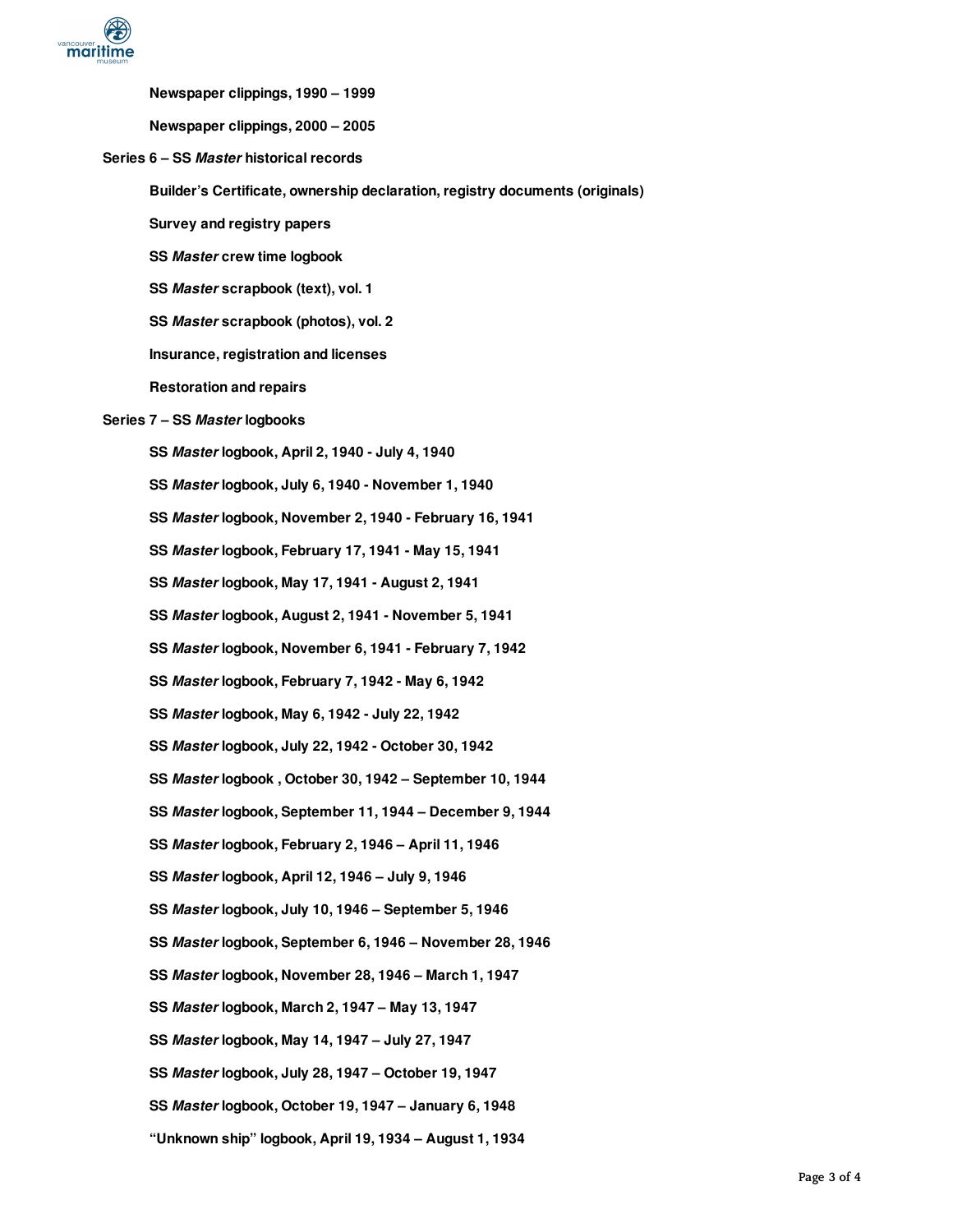**Newspaper clippings, 1990 – 1999**

**Newspaper clippings, 2000 – 2005**

**Series 6 – SS *Master* historical records**

**Builder's Certificate, ownership declaration, registry documents (originals)**

**Survey and registry papers**

**SS *Master* crew time logbook**

**SS *Master* scrapbook (text), vol. 1**

**SS *Master* scrapbook (photos), vol. 2**

**Insurance, registration and licenses**

**Restoration and repairs**

**Series 7 – SS *Master* logbooks**

**SS *Master* logbook, April 2, 1940 - July 4, 1940**

**SS *Master* logbook, July 6, 1940 - November 1, 1940**

**SS *Master* logbook, November 2, 1940 - February 16, 1941**

**SS *Master* logbook, February 17, 1941 - May 15, 1941**

**SS *Master* logbook, May 17, 1941 - August 2, 1941**

**SS *Master* logbook, August 2, 1941 - November 5, 1941**

**SS *Master* logbook, November 6, 1941 - February 7, 1942**

**SS *Master* logbook, February 7, 1942 - May 6, 1942**

**SS *Master* logbook, May 6, 1942 - July 22, 1942**

**SS *Master* logbook, July 22, 1942 - October 30, 1942**

**SS *Master* logbook , October 30, 1942 – September 10, 1944**

**SS *Master* logbook, September 11, 1944 – December 9, 1944**

**SS *Master* logbook, February 2, 1946 – April 11, 1946**

**SS *Master* logbook, April 12, 1946 – July 9, 1946**

**SS *Master* logbook, July 10, 1946 – September 5, 1946**

**SS *Master* logbook, September 6, 1946 – November 28, 1946**

**SS *Master* logbook, November 28, 1946 – March 1, 1947**

**SS *Master* logbook, March 2, 1947 – May 13, 1947**

**SS *Master* logbook, May 14, 1947 – July 27, 1947**

**SS *Master* logbook, July 28, 1947 – October 19, 1947**

**SS *Master* logbook, October 19, 1947 – January 6, 1948**

**"Unknown ship" logbook, April 19, 1934 – August 1, 1934**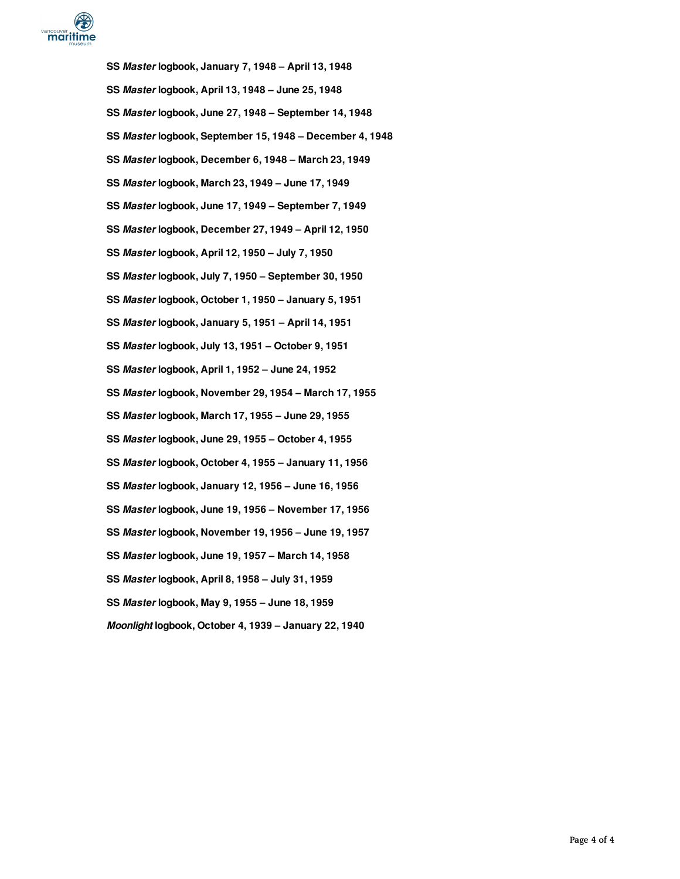**SS *Master* logbook, January 7, 1948 – April 13, 1948**

**SS *Master* logbook, April 13, 1948 – June 25, 1948**

**SS *Master* logbook, June 27, 1948 – September 14, 1948**

**SS *Master* logbook, September 15, 1948 – December 4, 1948**

**SS *Master* logbook, December 6, 1948 – March 23, 1949**

**SS *Master* logbook, March 23, 1949 – June 17, 1949**

**SS *Master* logbook, June 17, 1949 – September 7, 1949**

**SS *Master* logbook, December 27, 1949 – April 12, 1950**

**SS *Master* logbook, April 12, 1950 – July 7, 1950**

**SS *Master* logbook, July 7, 1950 – September 30, 1950**

**SS *Master* logbook, October 1, 1950 – January 5, 1951**

**SS *Master* logbook, January 5, 1951 – April 14, 1951**

**SS *Master* logbook, July 13, 1951 – October 9, 1951**

**SS *Master* logbook, April 1, 1952 – June 24, 1952**

**SS *Master* logbook, November 29, 1954 – March 17, 1955**

**SS *Master* logbook, March 17, 1955 – June 29, 1955**

**SS *Master* logbook, June 29, 1955 – October 4, 1955**

**SS *Master* logbook, October 4, 1955 – January 11, 1956**

**SS *Master* logbook, January 12, 1956 – June 16, 1956**

**SS *Master* logbook, June 19, 1956 – November 17, 1956**

**SS *Master* logbook, November 19, 1956 – June 19, 1957**

**SS *Master* logbook, June 19, 1957 – March 14, 1958**

**SS *Master* logbook, April 8, 1958 – July 31, 1959**

**SS *Master* logbook, May 9, 1955 – June 18, 1959**

***Moonlight* logbook, October 4, 1939 – January 22, 1940**